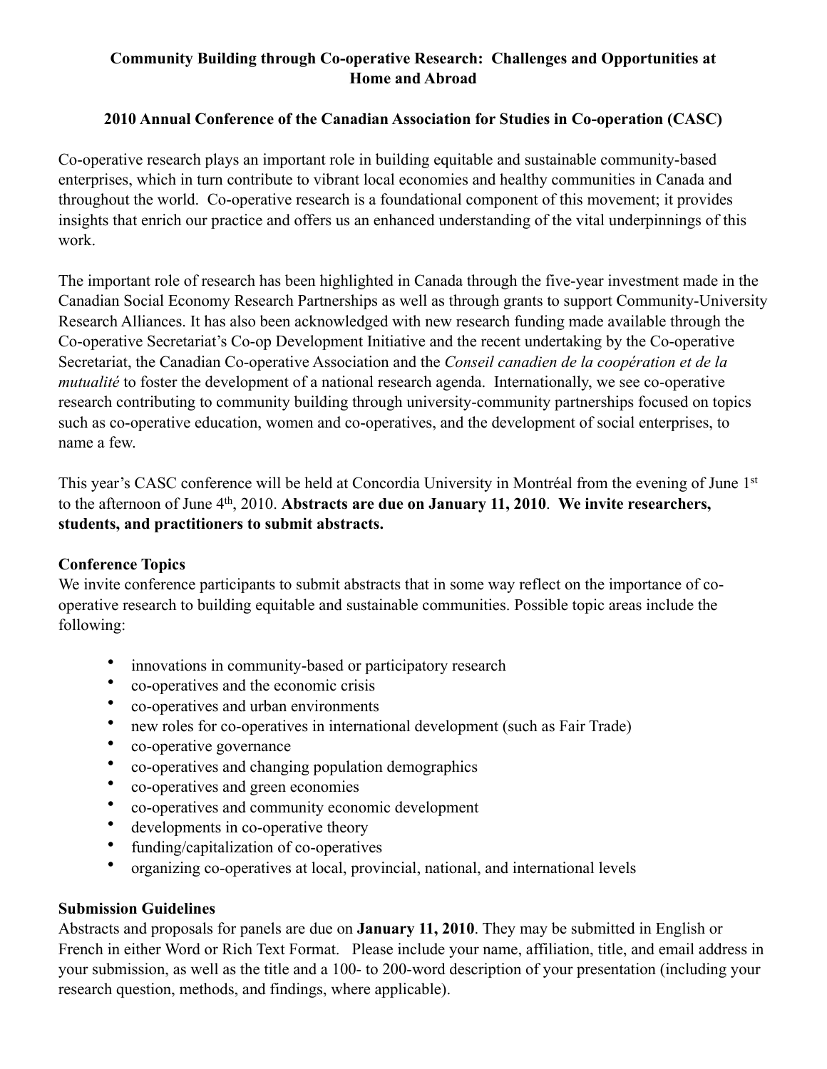**Community Building through Co-operative Research: Challenges and Opportunities at Home and Abroad**

**2010 Annual Conference of the Canadian Association for Studies in Co-operation (CASC)**

Co-operative research plays an important role in building equitable and sustainable community-based enterprises, which in turn contribute to vibrant local economies and healthy communities in Canada and throughout the world. Co-operative research is a foundational component of this movement; it provides insights that enrich our practice and offers us an enhanced understanding of the vital underpinnings of this work.

The important role of research has been highlighted in Canada through the five-year investment made in the Canadian Social Economy Research Partnerships as well as through grants to support Community-University Research Alliances. It has also been acknowledged with new research funding made available through the Co-operative Secretariat's Co-op Development Initiative and the recent undertaking by the Co-operative Secretariat, the Canadian Co-operative Association and the *Conseil canadien de la coopération et de la mutualité* to foster the development of a national research agenda. Internationally, we see co-operative research contributing to community building through university-community partnerships focused on topics such as co-operative education, women and co-operatives, and the development of social enterprises, to name a few.

This year's CASC conference will be held at Concordia University in Montréal from the evening of June 1st to the afternoon of June 4th, 2010. **Abstracts are due on January 11, 2010**. **We invite researchers, students, and practitioners to submit abstracts.**

**Conference Topics**

We invite conference participants to submit abstracts that in some way reflect on the importance of co-operative research to building equitable and sustainable communities. Possible topic areas include the following:

- innovations in community-based or participatory research
- co-operatives and the economic crisis
- co-operatives and urban environments
- new roles for co-operatives in international development (such as Fair Trade)
- co-operative governance
- co-operatives and changing population demographics
- co-operatives and green economies
- co-operatives and community economic development
- developments in co-operative theory
- funding/capitalization of co-operatives
- organizing co-operatives at local, provincial, national, and international levels

**Submission Guidelines**

Abstracts and proposals for panels are due on **January 11, 2010**. They may be submitted in English or French in either Word or Rich Text Format. Please include your name, affiliation, title, and email address in your submission, as well as the title and a 100- to 200-word description of your presentation (including your research question, methods, and findings, where applicable).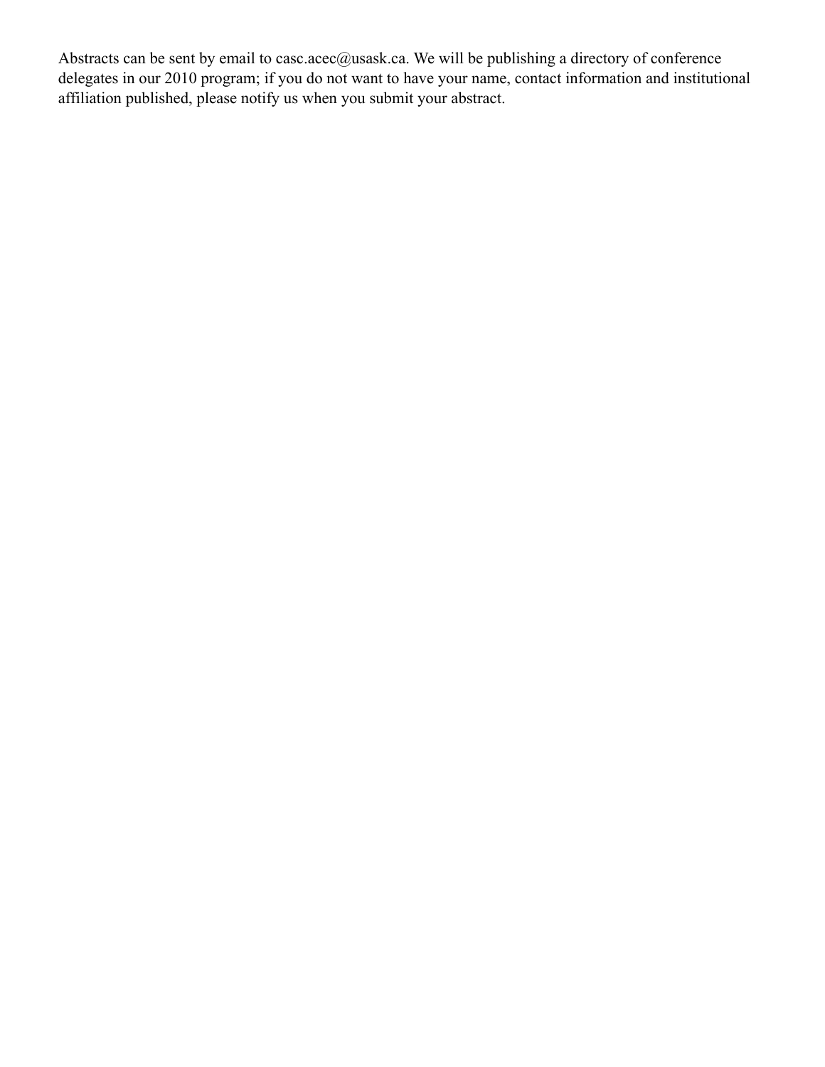Abstracts can be sent by email to casc.acec@usask.ca. We will be publishing a directory of conference delegates in our 2010 program; if you do not want to have your name, contact information and institutional affiliation published, please notify us when you submit your abstract.